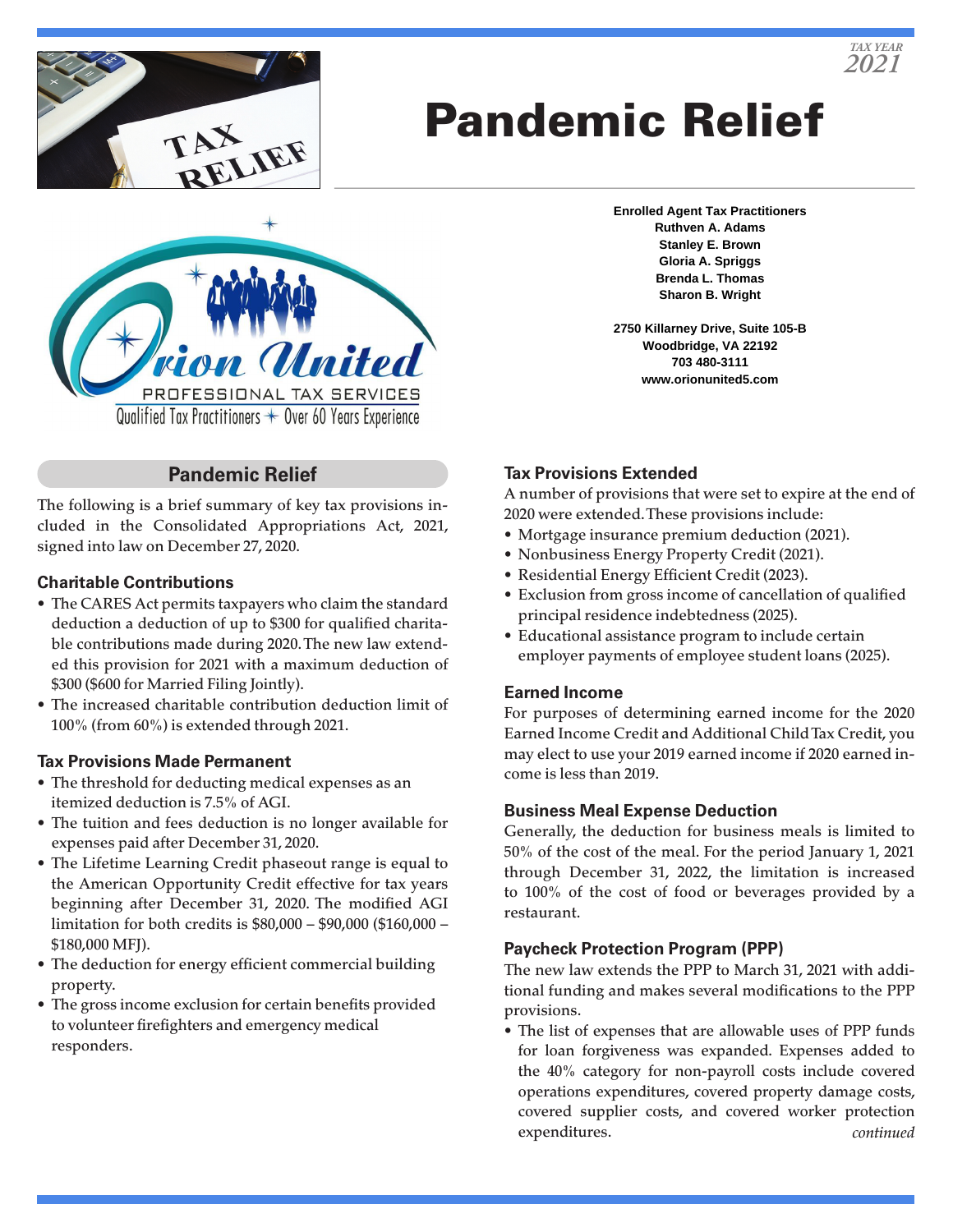TAX YEAR 2021

# Pandemic Relief

Orion United
PROFESSIONAL TAX SERVICES
Qualified Tax Practitioners ✦ Over 60 Years Experience

**Enrolled Agent Tax Practitioners**
**Ruthven A. Adams**
**Stanley E. Brown**
**Gloria A. Spriggs**
**Brenda L. Thomas**
**Sharon B. Wright**

**2750 Killarney Drive, Suite 105-B**
**Woodbridge, VA 22192**
**703 480-3111**
**www.orionunited5.com**

## Pandemic Relief

The following is a brief summary of key tax provisions included in the Consolidated Appropriations Act, 2021, signed into law on December 27, 2020.

### Charitable Contributions

- The CARES Act permits taxpayers who claim the standard deduction a deduction of up to $300 for qualified charitable contributions made during 2020. The new law extended this provision for 2021 with a maximum deduction of $300 ($600 for Married Filing Jointly).
- The increased charitable contribution deduction limit of 100% (from 60%) is extended through 2021.

### Tax Provisions Made Permanent

- The threshold for deducting medical expenses as an itemized deduction is 7.5% of AGI.
- The tuition and fees deduction is no longer available for expenses paid after December 31, 2020.
- The Lifetime Learning Credit phaseout range is equal to the American Opportunity Credit effective for tax years beginning after December 31, 2020. The modified AGI limitation for both credits is $80,000 – $90,000 ($160,000 – $180,000 MFJ).
- The deduction for energy efficient commercial building property.
- The gross income exclusion for certain benefits provided to volunteer firefighters and emergency medical responders.

### Tax Provisions Extended

A number of provisions that were set to expire at the end of 2020 were extended. These provisions include:

- Mortgage insurance premium deduction (2021).
- Nonbusiness Energy Property Credit (2021).
- Residential Energy Efficient Credit (2023).
- Exclusion from gross income of cancellation of qualified principal residence indebtedness (2025).
- Educational assistance program to include certain employer payments of employee student loans (2025).

### Earned Income

For purposes of determining earned income for the 2020 Earned Income Credit and Additional Child Tax Credit, you may elect to use your 2019 earned income if 2020 earned income is less than 2019.

### Business Meal Expense Deduction

Generally, the deduction for business meals is limited to 50% of the cost of the meal. For the period January 1, 2021 through December 31, 2022, the limitation is increased to 100% of the cost of food or beverages provided by a restaurant.

### Paycheck Protection Program (PPP)

The new law extends the PPP to March 31, 2021 with additional funding and makes several modifications to the PPP provisions.

- The list of expenses that are allowable uses of PPP funds for loan forgiveness was expanded. Expenses added to the 40% category for non-payroll costs include covered operations expenditures, covered property damage costs, covered supplier costs, and covered worker protection expenditures.

*continued*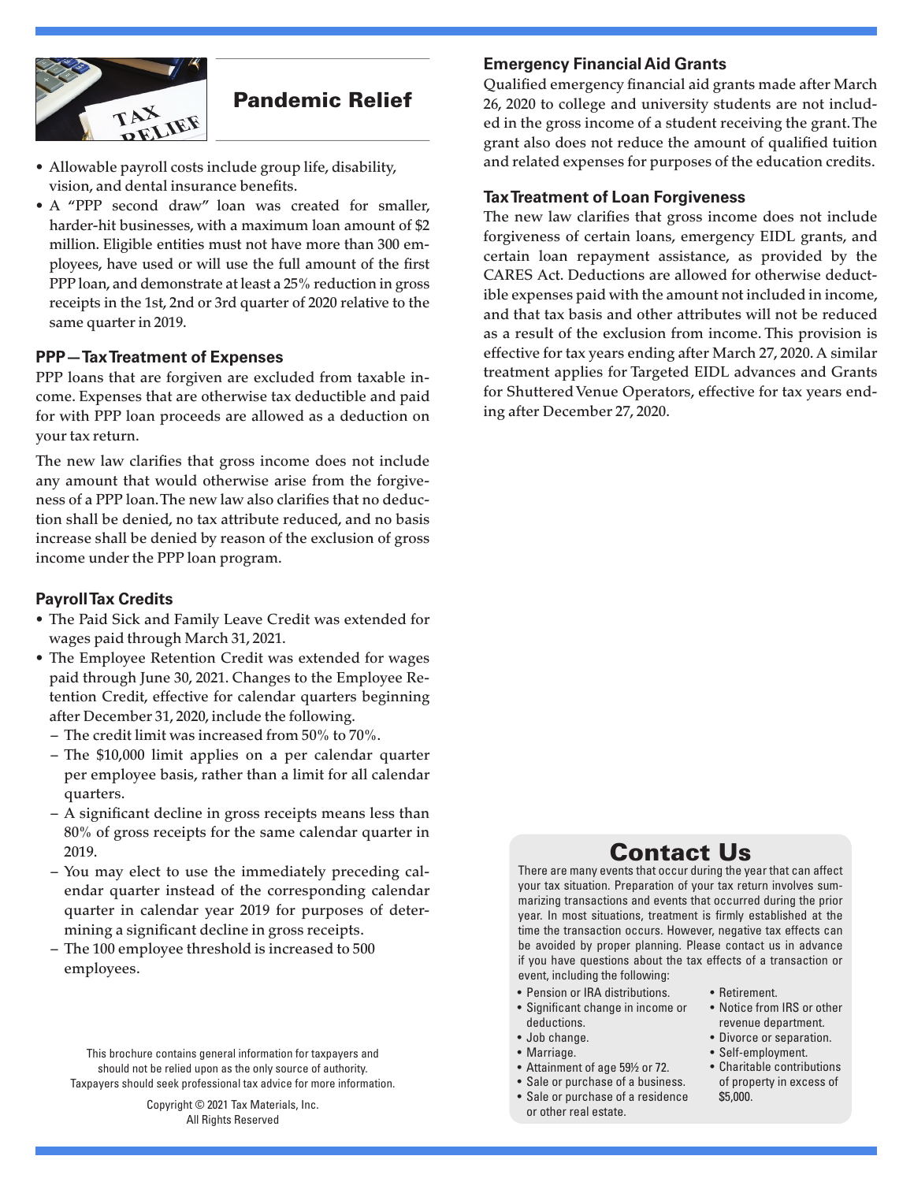## Pandemic Relief

- Allowable payroll costs include group life, disability, vision, and dental insurance benefits.
- A "PPP second draw" loan was created for smaller, harder-hit businesses, with a maximum loan amount of $2 million. Eligible entities must not have more than 300 employees, have used or will use the full amount of the first PPP loan, and demonstrate at least a 25% reduction in gross receipts in the 1st, 2nd or 3rd quarter of 2020 relative to the same quarter in 2019.

### PPP—Tax Treatment of Expenses

PPP loans that are forgiven are excluded from taxable income. Expenses that are otherwise tax deductible and paid for with PPP loan proceeds are allowed as a deduction on your tax return.

The new law clarifies that gross income does not include any amount that would otherwise arise from the forgiveness of a PPP loan. The new law also clarifies that no deduction shall be denied, no tax attribute reduced, and no basis increase shall be denied by reason of the exclusion of gross income under the PPP loan program.

### Payroll Tax Credits

- The Paid Sick and Family Leave Credit was extended for wages paid through March 31, 2021.
- The Employee Retention Credit was extended for wages paid through June 30, 2021. Changes to the Employee Retention Credit, effective for calendar quarters beginning after December 31, 2020, include the following.
  - The credit limit was increased from 50% to 70%.
  - The $10,000 limit applies on a per calendar quarter per employee basis, rather than a limit for all calendar quarters.
  - A significant decline in gross receipts means less than 80% of gross receipts for the same calendar quarter in 2019.
  - You may elect to use the immediately preceding calendar quarter instead of the corresponding calendar quarter in calendar year 2019 for purposes of determining a significant decline in gross receipts.
  - The 100 employee threshold is increased to 500 employees.

### Emergency Financial Aid Grants

Qualified emergency financial aid grants made after March 26, 2020 to college and university students are not included in the gross income of a student receiving the grant. The grant also does not reduce the amount of qualified tuition and related expenses for purposes of the education credits.

### Tax Treatment of Loan Forgiveness

The new law clarifies that gross income does not include forgiveness of certain loans, emergency EIDL grants, and certain loan repayment assistance, as provided by the CARES Act. Deductions are allowed for otherwise deductible expenses paid with the amount not included in income, and that tax basis and other attributes will not be reduced as a result of the exclusion from income. This provision is effective for tax years ending after March 27, 2020. A similar treatment applies for Targeted EIDL advances and Grants for Shuttered Venue Operators, effective for tax years ending after December 27, 2020.

## Contact Us

There are many events that occur during the year that can affect your tax situation. Preparation of your tax return involves summarizing transactions and events that occurred during the prior year. In most situations, treatment is firmly established at the time the transaction occurs. However, negative tax effects can be avoided by proper planning. Please contact us in advance if you have questions about the tax effects of a transaction or event, including the following:

- Pension or IRA distributions.
- Significant change in income or deductions.
- Job change.
- Marriage.
- Attainment of age 59½ or 72.
- Sale or purchase of a business.
- Sale or purchase of a residence or other real estate.
- Retirement.
- Notice from IRS or other revenue department.
- Divorce or separation.
- Self-employment.
- Charitable contributions of property in excess of $5,000.

This brochure contains general information for taxpayers and should not be relied upon as the only source of authority. Taxpayers should seek professional tax advice for more information.

Copyright © 2021 Tax Materials, Inc.
All Rights Reserved